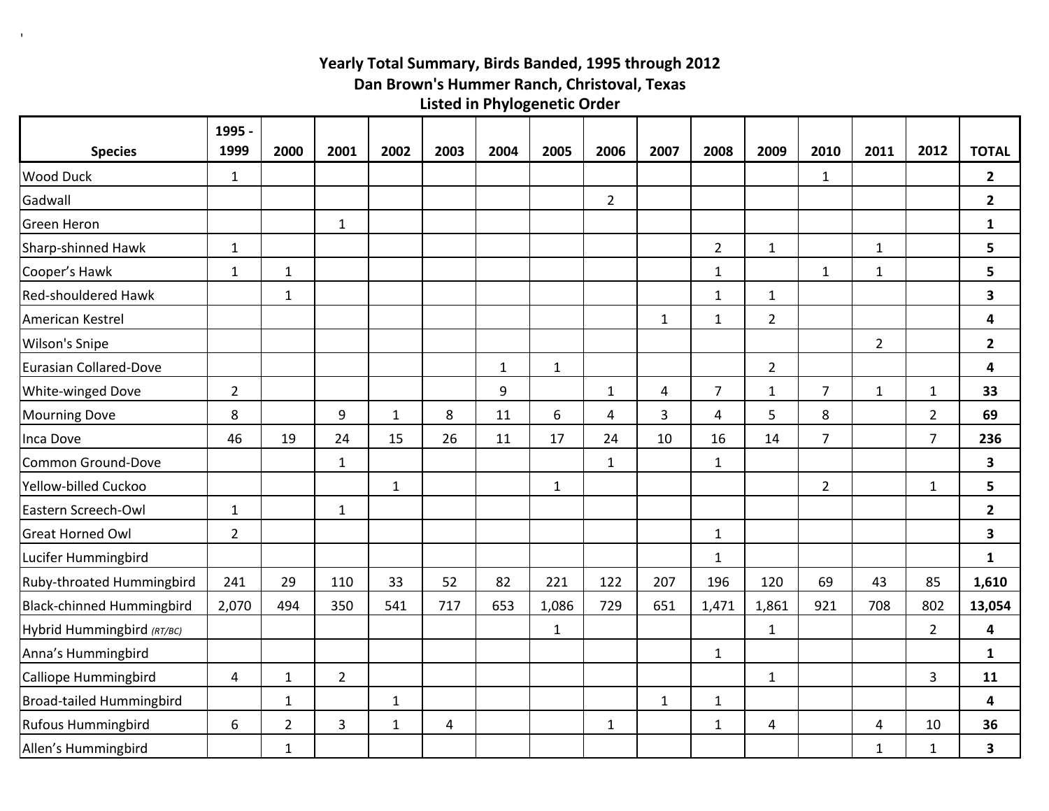## Yearly Total Summary, Birds Banded, 1995 through 2012
## Dan Brown's Hummer Ranch, Christoval, Texas
## Listed in Phylogenetic Order

| Species | 1995 - 1999 | 2000 | 2001 | 2002 | 2003 | 2004 | 2005 | 2006 | 2007 | 2008 | 2009 | 2010 | 2011 | 2012 | TOTAL |
|---|---|---|---|---|---|---|---|---|---|---|---|---|---|---|---|
| Wood Duck | 1 | | | | | | | | | | | 1 | | | **2** |
| Gadwall | | | | | | | | 2 | | | | | | | **2** |
| Green Heron | | | 1 | | | | | | | | | | | | **1** |
| Sharp-shinned Hawk | 1 | | | | | | | | | 2 | 1 | | 1 | | **5** |
| Cooper's Hawk | 1 | 1 | | | | | | | | 1 | | 1 | 1 | | **5** |
| Red-shouldered Hawk | | 1 | | | | | | | | 1 | 1 | | | | **3** |
| American Kestrel | | | | | | | | | 1 | 1 | 2 | | | | **4** |
| Wilson's Snipe | | | | | | | | | | | | | 2 | | **2** |
| Eurasian Collared-Dove | | | | | | 1 | 1 | | | | 2 | | | | **4** |
| White-winged Dove | 2 | | | | | 9 | | 1 | 4 | 7 | 1 | 7 | 1 | 1 | **33** |
| Mourning Dove | 8 | | 9 | 1 | 8 | 11 | 6 | 4 | 3 | 4 | 5 | 8 | | 2 | **69** |
| Inca Dove | 46 | 19 | 24 | 15 | 26 | 11 | 17 | 24 | 10 | 16 | 14 | 7 | | 7 | **236** |
| Common Ground-Dove | | | 1 | | | | | 1 | | 1 | | | | | **3** |
| Yellow-billed Cuckoo | | | | 1 | | | 1 | | | | | 2 | | 1 | **5** |
| Eastern Screech-Owl | 1 | | 1 | | | | | | | | | | | | **2** |
| Great Horned Owl | 2 | | | | | | | | | 1 | | | | | **3** |
| Lucifer Hummingbird | | | | | | | | | | 1 | | | | | **1** |
| Ruby-throated Hummingbird | 241 | 29 | 110 | 33 | 52 | 82 | 221 | 122 | 207 | 196 | 120 | 69 | 43 | 85 | **1,610** |
| Black-chinned Hummingbird | 2,070 | 494 | 350 | 541 | 717 | 653 | 1,086 | 729 | 651 | 1,471 | 1,861 | 921 | 708 | 802 | **13,054** |
| Hybrid Hummingbird *(RT/BC)* | | | | | | | 1 | | | | 1 | | | 2 | **4** |
| Anna's Hummingbird | | | | | | | | | | 1 | | | | | **1** |
| Calliope Hummingbird | 4 | 1 | 2 | | | | | | | | 1 | | | 3 | **11** |
| Broad-tailed Hummingbird | | 1 | | 1 | | | | | 1 | 1 | | | | | **4** |
| Rufous Hummingbird | 6 | 2 | 3 | 1 | 4 | | | 1 | | 1 | 4 | | 4 | 10 | **36** |
| Allen's Hummingbird | | 1 | | | | | | | | | | | 1 | 1 | **3** |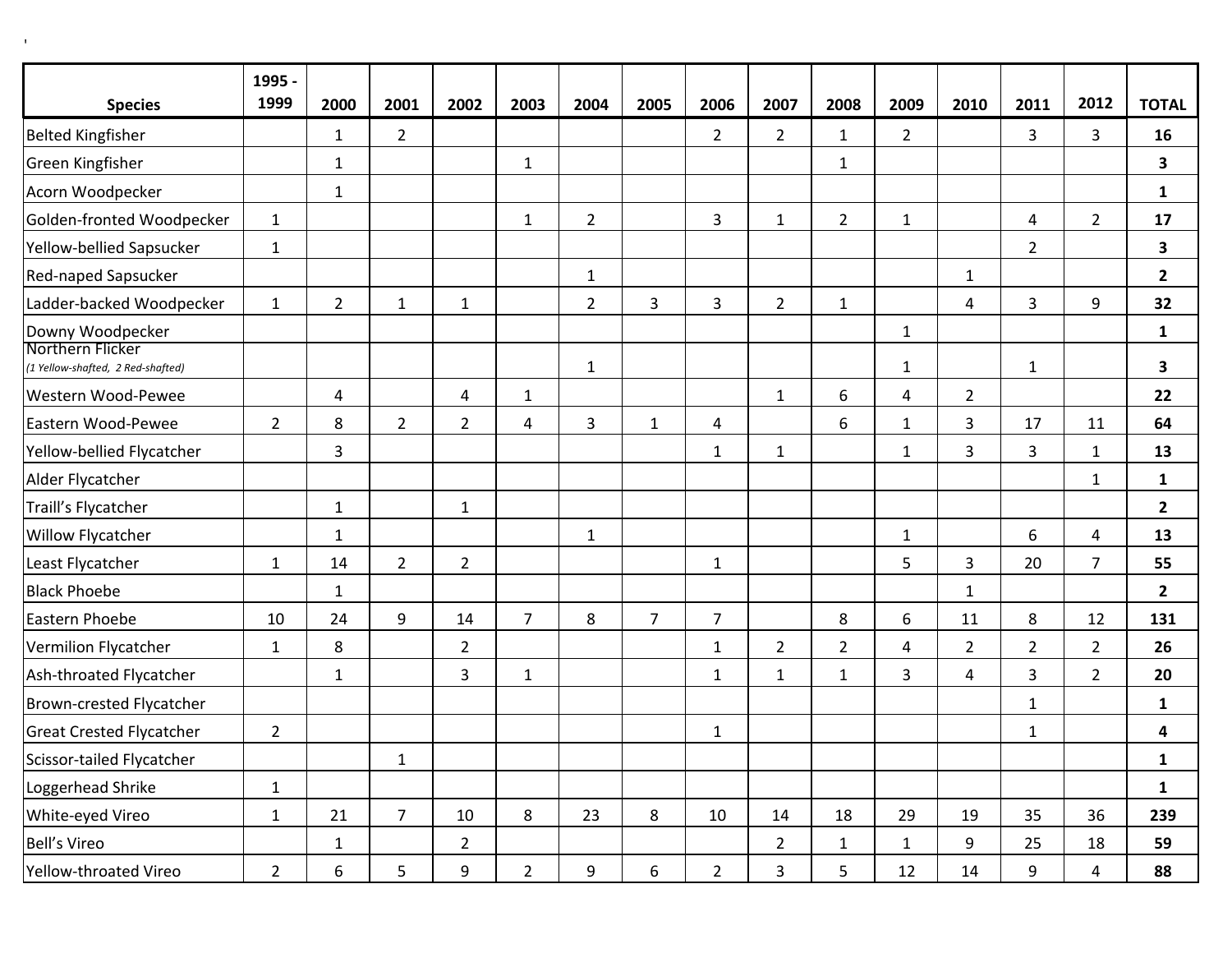| Species | 1995 - 1999 | 2000 | 2001 | 2002 | 2003 | 2004 | 2005 | 2006 | 2007 | 2008 | 2009 | 2010 | 2011 | 2012 | TOTAL |
|---|---|---|---|---|---|---|---|---|---|---|---|---|---|---|---|
| Belted Kingfisher | | 1 | 2 | | | | | 2 | 2 | 1 | 2 | | 3 | 3 | **16** |
| Green Kingfisher | | 1 | | | 1 | | | | | 1 | | | | | **3** |
| Acorn Woodpecker | | 1 | | | | | | | | | | | | | **1** |
| Golden-fronted Woodpecker | 1 | | | | 1 | 2 | | 3 | 1 | 2 | 1 | | 4 | 2 | **17** |
| Yellow-bellied Sapsucker | 1 | | | | | | | | | | | | 2 | | **3** |
| Red-naped Sapsucker | | | | | | 1 | | | | | | 1 | | | **2** |
| Ladder-backed Woodpecker | 1 | 2 | 1 | 1 | | 2 | 3 | 3 | 2 | 1 | | 4 | 3 | 9 | **32** |
| Downy Woodpecker | | | | | | | | | | | 1 | | | | **1** |
| Northern Flicker *(1 Yellow-shafted, 2 Red-shafted)* | | | | | | 1 | | | | | 1 | | 1 | | **3** |
| Western Wood-Pewee | | 4 | | 4 | 1 | | | | 1 | 6 | 4 | 2 | | | **22** |
| Eastern Wood-Pewee | 2 | 8 | 2 | 2 | 4 | 3 | 1 | 4 | | 6 | 1 | 3 | 17 | 11 | **64** |
| Yellow-bellied Flycatcher | | 3 | | | | | | 1 | 1 | | 1 | 3 | 3 | 1 | **13** |
| Alder Flycatcher | | | | | | | | | | | | | | 1 | **1** |
| Traill's Flycatcher | | 1 | | 1 | | | | | | | | | | | **2** |
| Willow Flycatcher | | 1 | | | | 1 | | | | | 1 | | 6 | 4 | **13** |
| Least Flycatcher | 1 | 14 | 2 | 2 | | | | 1 | | | 5 | 3 | 20 | 7 | **55** |
| Black Phoebe | | 1 | | | | | | | | | | 1 | | | **2** |
| Eastern Phoebe | 10 | 24 | 9 | 14 | 7 | 8 | 7 | 7 | | 8 | 6 | 11 | 8 | 12 | **131** |
| Vermilion Flycatcher | 1 | 8 | | 2 | | | | 1 | 2 | 2 | 4 | 2 | 2 | 2 | **26** |
| Ash-throated Flycatcher | | 1 | | 3 | 1 | | | 1 | 1 | 1 | 3 | 4 | 3 | 2 | **20** |
| Brown-crested Flycatcher | | | | | | | | | | | | | 1 | | **1** |
| Great Crested Flycatcher | 2 | | | | | | | 1 | | | | | 1 | | **4** |
| Scissor-tailed Flycatcher | | | 1 | | | | | | | | | | | | **1** |
| Loggerhead Shrike | 1 | | | | | | | | | | | | | | **1** |
| White-eyed Vireo | 1 | 21 | 7 | 10 | 8 | 23 | 8 | 10 | 14 | 18 | 29 | 19 | 35 | 36 | **239** |
| Bell's Vireo | | 1 | | 2 | | | | | 2 | 1 | 1 | 9 | 25 | 18 | **59** |
| Yellow-throated Vireo | 2 | 6 | 5 | 9 | 2 | 9 | 6 | 2 | 3 | 5 | 12 | 14 | 9 | 4 | **88** |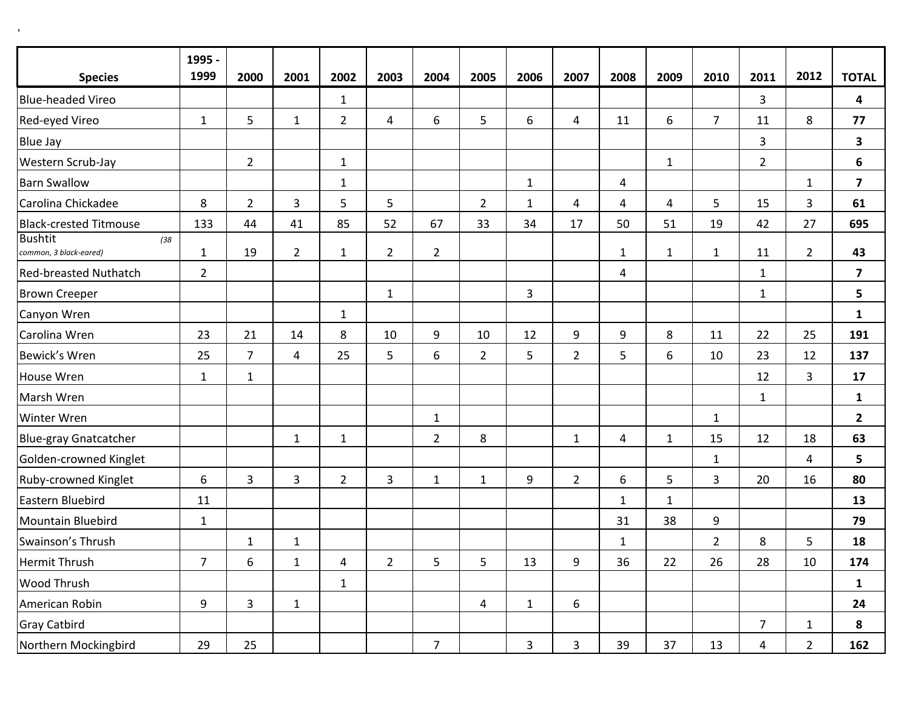| Species | 1995 - 1999 | 2000 | 2001 | 2002 | 2003 | 2004 | 2005 | 2006 | 2007 | 2008 | 2009 | 2010 | 2011 | 2012 | TOTAL |
|---|---|---|---|---|---|---|---|---|---|---|---|---|---|---|---|
| Blue-headed Vireo | | | | 1 | | | | | | | | | 3 | | **4** |
| Red-eyed Vireo | 1 | 5 | 1 | 2 | 4 | 6 | 5 | 6 | 4 | 11 | 6 | 7 | 11 | 8 | **77** |
| Blue Jay | | | | | | | | | | | | | 3 | | **3** |
| Western Scrub-Jay | | 2 | | 1 | | | | | | | 1 | | 2 | | **6** |
| Barn Swallow | | | | 1 | | | | 1 | | 4 | | | | 1 | **7** |
| Carolina Chickadee | 8 | 2 | 3 | 5 | 5 | | 2 | 1 | 4 | 4 | 4 | 5 | 15 | 3 | **61** |
| Black-crested Titmouse | 133 | 44 | 41 | 85 | 52 | 67 | 33 | 34 | 17 | 50 | 51 | 19 | 42 | 27 | **695** |
| Bushtit *(38 common, 3 black-eared)* | 1 | 19 | 2 | 1 | 2 | 2 | | | | 1 | 1 | 1 | 11 | 2 | **43** |
| Red-breasted Nuthatch | 2 | | | | | | | | | 4 | | | 1 | | **7** |
| Brown Creeper | | | | | 1 | | | 3 | | | | | 1 | | **5** |
| Canyon Wren | | | | 1 | | | | | | | | | | | **1** |
| Carolina Wren | 23 | 21 | 14 | 8 | 10 | 9 | 10 | 12 | 9 | 9 | 8 | 11 | 22 | 25 | **191** |
| Bewick's Wren | 25 | 7 | 4 | 25 | 5 | 6 | 2 | 5 | 2 | 5 | 6 | 10 | 23 | 12 | **137** |
| House Wren | 1 | 1 | | | | | | | | | | | 12 | 3 | **17** |
| Marsh Wren | | | | | | | | | | | | | 1 | | **1** |
| Winter Wren | | | | | | 1 | | | | | | 1 | | | **2** |
| Blue-gray Gnatcatcher | | | 1 | 1 | | 2 | 8 | | 1 | 4 | 1 | 15 | 12 | 18 | **63** |
| Golden-crowned Kinglet | | | | | | | | | | | | 1 | | 4 | **5** |
| Ruby-crowned Kinglet | 6 | 3 | 3 | 2 | 3 | 1 | 1 | 9 | 2 | 6 | 5 | 3 | 20 | 16 | **80** |
| Eastern Bluebird | 11 | | | | | | | | | 1 | 1 | | | | **13** |
| Mountain Bluebird | 1 | | | | | | | | | 31 | 38 | 9 | | | **79** |
| Swainson's Thrush | | 1 | 1 | | | | | | | 1 | | 2 | 8 | 5 | **18** |
| Hermit Thrush | 7 | 6 | 1 | 4 | 2 | 5 | 5 | 13 | 9 | 36 | 22 | 26 | 28 | 10 | **174** |
| Wood Thrush | | | | 1 | | | | | | | | | | | **1** |
| American Robin | 9 | 3 | 1 | | | | 4 | 1 | 6 | | | | | | **24** |
| Gray Catbird | | | | | | | | | | | | | 7 | 1 | **8** |
| Northern Mockingbird | 29 | 25 | | | | 7 | | 3 | 3 | 39 | 37 | 13 | 4 | 2 | **162** |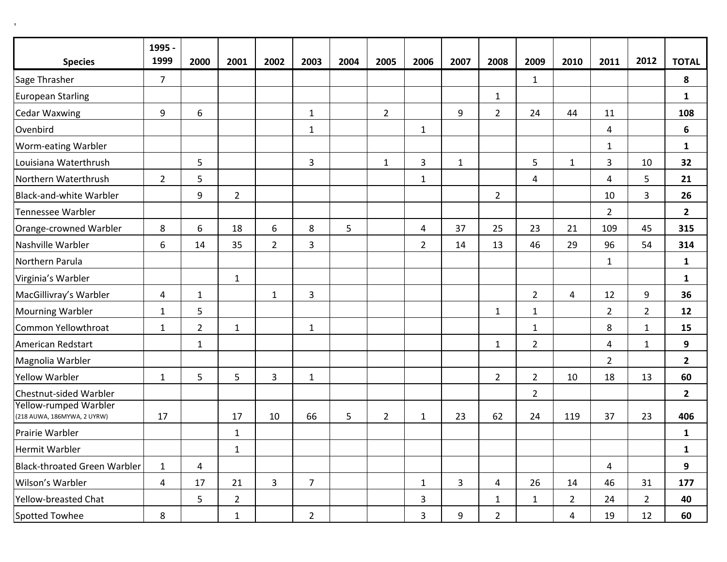| Species | 1995 - 1999 | 2000 | 2001 | 2002 | 2003 | 2004 | 2005 | 2006 | 2007 | 2008 | 2009 | 2010 | 2011 | 2012 | TOTAL |
|---|---|---|---|---|---|---|---|---|---|---|---|---|---|---|---|
| Sage Thrasher | 7 | | | | | | | | | | 1 | | | | **8** |
| European Starling | | | | | | | | | | 1 | | | | | **1** |
| Cedar Waxwing | 9 | 6 | | | 1 | | 2 | | 9 | 2 | 24 | 44 | 11 | | **108** |
| Ovenbird | | | | | 1 | | | 1 | | | | | 4 | | **6** |
| Worm-eating Warbler | | | | | | | | | | | | | 1 | | **1** |
| Louisiana Waterthrush | | 5 | | | 3 | | 1 | 3 | 1 | | 5 | 1 | 3 | 10 | **32** |
| Northern Waterthrush | 2 | 5 | | | | | | 1 | | | 4 | | 4 | 5 | **21** |
| Black-and-white Warbler | | 9 | 2 | | | | | | | 2 | | | 10 | 3 | **26** |
| Tennessee Warbler | | | | | | | | | | | | | 2 | | **2** |
| Orange-crowned Warbler | 8 | 6 | 18 | 6 | 8 | 5 | | 4 | 37 | 25 | 23 | 21 | 109 | 45 | **315** |
| Nashville Warbler | 6 | 14 | 35 | 2 | 3 | | | 2 | 14 | 13 | 46 | 29 | 96 | 54 | **314** |
| Northern Parula | | | | | | | | | | | | | 1 | | **1** |
| Virginia's Warbler | | | 1 | | | | | | | | | | | | **1** |
| MacGillivray's Warbler | 4 | 1 | | 1 | 3 | | | | | | 2 | 4 | 12 | 9 | **36** |
| Mourning Warbler | 1 | 5 | | | | | | | | 1 | 1 | | 2 | 2 | **12** |
| Common Yellowthroat | 1 | 2 | 1 | | 1 | | | | | | 1 | | 8 | 1 | **15** |
| American Redstart | | 1 | | | | | | | | 1 | 2 | | 4 | 1 | **9** |
| Magnolia Warbler | | | | | | | | | | | | | 2 | | **2** |
| Yellow Warbler | 1 | 5 | 5 | 3 | 1 | | | | | 2 | 2 | 10 | 18 | 13 | **60** |
| Chestnut-sided Warbler | | | | | | | | | | | 2 | | | | **2** |
| Yellow-rumped Warbler (218 AUWA, 186MYWA, 2 UYRW) | 17 | | 17 | 10 | 66 | 5 | 2 | 1 | 23 | 62 | 24 | 119 | 37 | 23 | **406** |
| Prairie Warbler | | | 1 | | | | | | | | | | | | **1** |
| Hermit Warbler | | | 1 | | | | | | | | | | | | **1** |
| Black-throated Green Warbler | 1 | 4 | | | | | | | | | | | 4 | | **9** |
| Wilson's Warbler | 4 | 17 | 21 | 3 | 7 | | | 1 | 3 | 4 | 26 | 14 | 46 | 31 | **177** |
| Yellow-breasted Chat | | 5 | 2 | | | | | 3 | | 1 | 1 | 2 | 24 | 2 | **40** |
| Spotted Towhee | 8 | | 1 | | 2 | | | 3 | 9 | 2 | | 4 | 19 | 12 | **60** |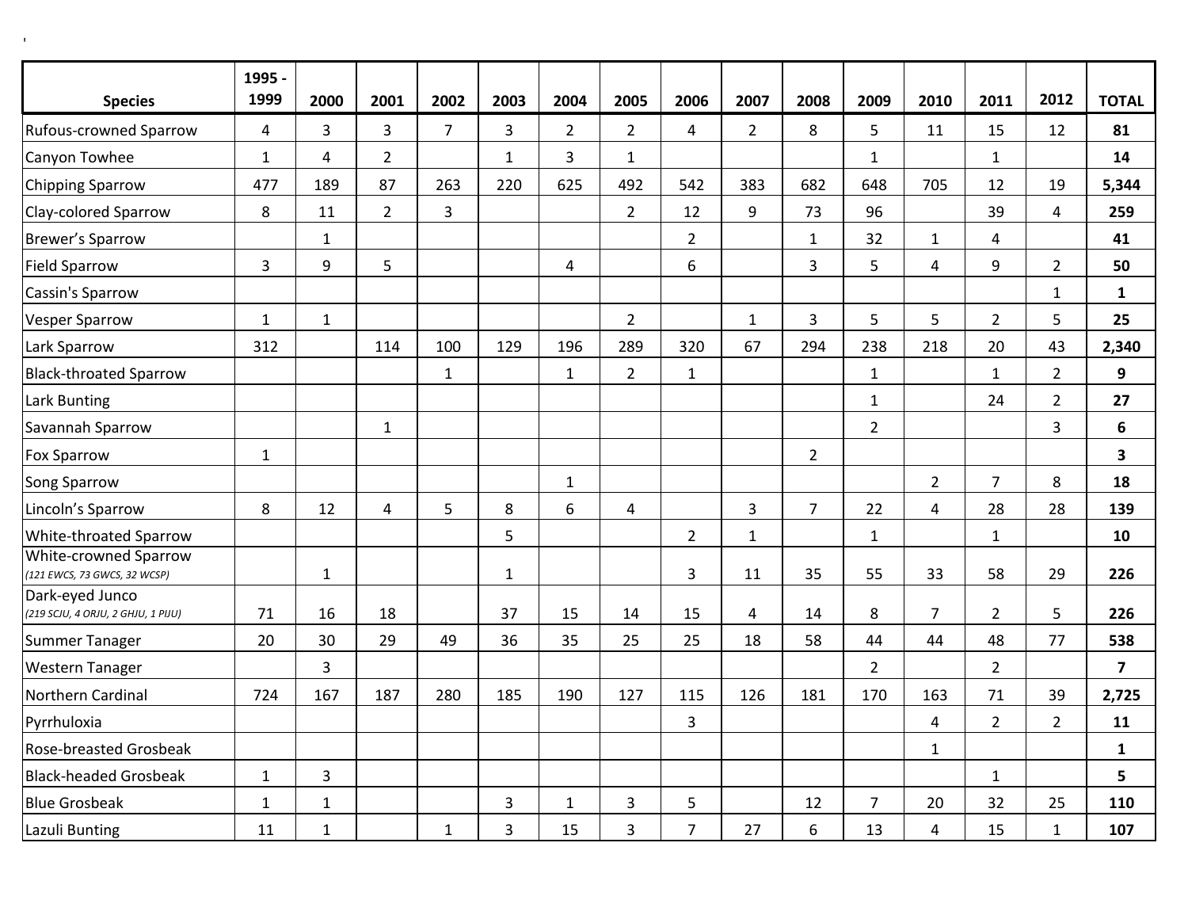| Species | 1995 - 1999 | 2000 | 2001 | 2002 | 2003 | 2004 | 2005 | 2006 | 2007 | 2008 | 2009 | 2010 | 2011 | 2012 | TOTAL |
|---|---|---|---|---|---|---|---|---|---|---|---|---|---|---|---|
| Rufous-crowned Sparrow | 4 | 3 | 3 | 7 | 3 | 2 | 2 | 4 | 2 | 8 | 5 | 11 | 15 | 12 | **81** |
| Canyon Towhee | 1 | 4 | 2 | | 1 | 3 | 1 | | | | 1 | | 1 | | **14** |
| Chipping Sparrow | 477 | 189 | 87 | 263 | 220 | 625 | 492 | 542 | 383 | 682 | 648 | 705 | 12 | 19 | **5,344** |
| Clay-colored Sparrow | 8 | 11 | 2 | 3 | | | 2 | 12 | 9 | 73 | 96 | | 39 | 4 | **259** |
| Brewer's Sparrow | | 1 | | | | | | 2 | | 1 | 32 | 1 | 4 | | **41** |
| Field Sparrow | 3 | 9 | 5 | | | 4 | | 6 | | 3 | 5 | 4 | 9 | 2 | **50** |
| Cassin's Sparrow | | | | | | | | | | | | | | 1 | **1** |
| Vesper Sparrow | 1 | 1 | | | | | 2 | | 1 | 3 | 5 | 5 | 2 | 5 | **25** |
| Lark Sparrow | 312 | | 114 | 100 | 129 | 196 | 289 | 320 | 67 | 294 | 238 | 218 | 20 | 43 | **2,340** |
| Black-throated Sparrow | | | | 1 | | 1 | 2 | 1 | | | 1 | | 1 | 2 | **9** |
| Lark Bunting | | | | | | | | | | | 1 | | 24 | 2 | **27** |
| Savannah Sparrow | | | 1 | | | | | | | | 2 | | | 3 | **6** |
| Fox Sparrow | 1 | | | | | | | | | 2 | | | | | **3** |
| Song Sparrow | | | | | | 1 | | | | | | 2 | 7 | 8 | **18** |
| Lincoln's Sparrow | 8 | 12 | 4 | 5 | 8 | 6 | 4 | | 3 | 7 | 22 | 4 | 28 | 28 | **139** |
| White-throated Sparrow | | | | | 5 | | | 2 | 1 | | 1 | | 1 | | **10** |
| White-crowned Sparrow *(121 EWCS, 73 GWCS, 32 WCSP)* | | 1 | | | 1 | | | 3 | 11 | 35 | 55 | 33 | 58 | 29 | **226** |
| Dark-eyed Junco *(219 SCJU, 4 ORJU, 2 GHJU, 1 PIJU)* | 71 | 16 | 18 | | 37 | 15 | 14 | 15 | 4 | 14 | 8 | 7 | 2 | 5 | **226** |
| Summer Tanager | 20 | 30 | 29 | 49 | 36 | 35 | 25 | 25 | 18 | 58 | 44 | 44 | 48 | 77 | **538** |
| Western Tanager | | 3 | | | | | | | | | 2 | | 2 | | **7** |
| Northern Cardinal | 724 | 167 | 187 | 280 | 185 | 190 | 127 | 115 | 126 | 181 | 170 | 163 | 71 | 39 | **2,725** |
| Pyrrhuloxia | | | | | | | | 3 | | | | 4 | 2 | 2 | **11** |
| Rose-breasted Grosbeak | | | | | | | | | | | | 1 | | | **1** |
| Black-headed Grosbeak | 1 | 3 | | | | | | | | | | | 1 | | **5** |
| Blue Grosbeak | 1 | 1 | | | 3 | 1 | 3 | 5 | | 12 | 7 | 20 | 32 | 25 | **110** |
| Lazuli Bunting | 11 | 1 | | 1 | 3 | 15 | 3 | 7 | 27 | 6 | 13 | 4 | 15 | 1 | **107** |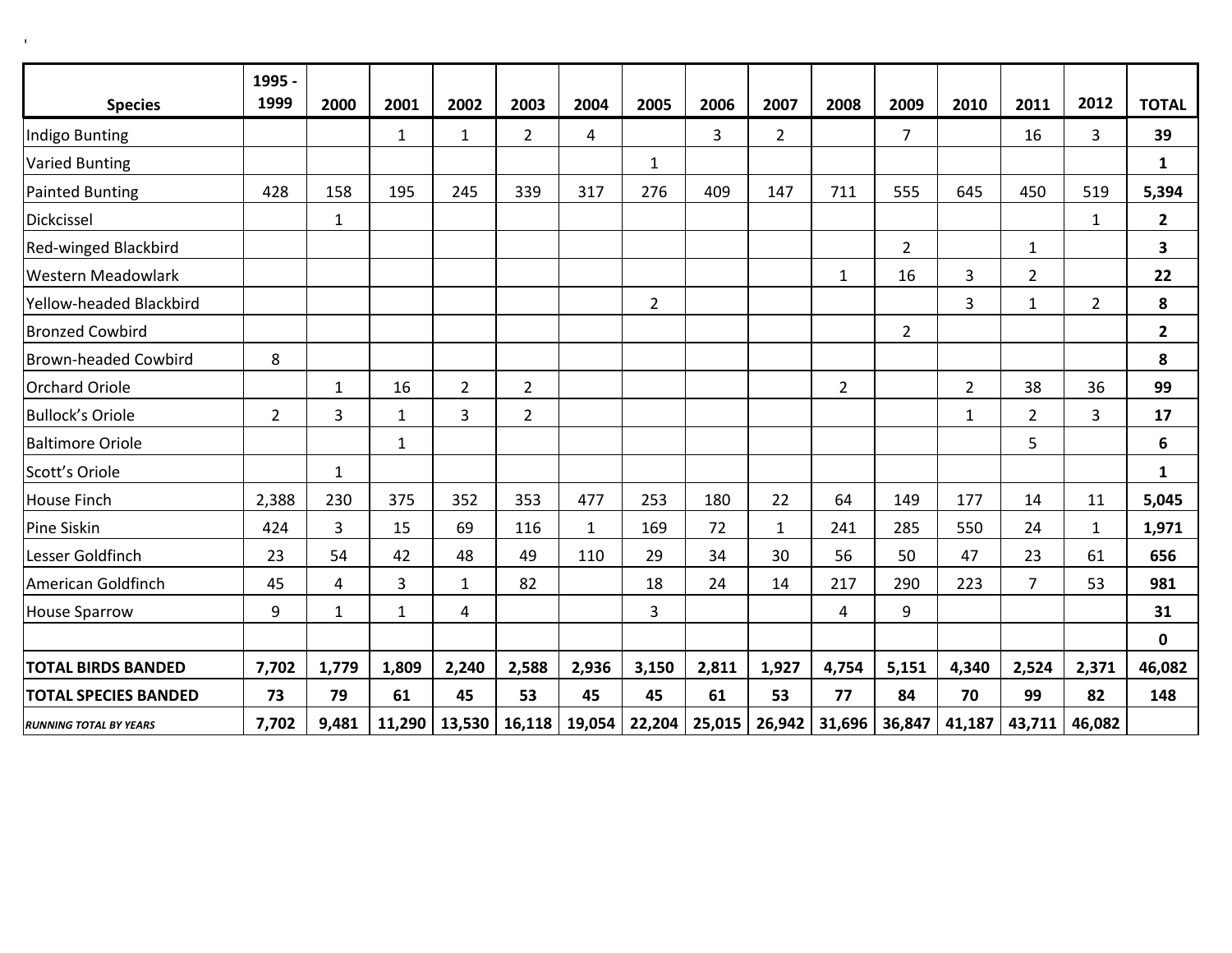| Species | 1995 - 1999 | 2000 | 2001 | 2002 | 2003 | 2004 | 2005 | 2006 | 2007 | 2008 | 2009 | 2010 | 2011 | 2012 | TOTAL |
|---|---|---|---|---|---|---|---|---|---|---|---|---|---|---|---|
| Indigo Bunting | | | 1 | 1 | 2 | 4 | | 3 | 2 | | 7 | | 16 | 3 | **39** |
| Varied Bunting | | | | | | | 1 | | | | | | | | **1** |
| Painted Bunting | 428 | 158 | 195 | 245 | 339 | 317 | 276 | 409 | 147 | 711 | 555 | 645 | 450 | 519 | **5,394** |
| Dickcissel | | 1 | | | | | | | | | | | | 1 | **2** |
| Red-winged Blackbird | | | | | | | | | | | 2 | | 1 | | **3** |
| Western Meadowlark | | | | | | | | | | 1 | 16 | 3 | 2 | | **22** |
| Yellow-headed Blackbird | | | | | | | 2 | | | | | 3 | 1 | 2 | **8** |
| Bronzed Cowbird | | | | | | | | | | | 2 | | | | **2** |
| Brown-headed Cowbird | 8 | | | | | | | | | | | | | | **8** |
| Orchard Oriole | | 1 | 16 | 2 | 2 | | | | | 2 | | 2 | 38 | 36 | **99** |
| Bullock's Oriole | 2 | 3 | 1 | 3 | 2 | | | | | | | 1 | 2 | 3 | **17** |
| Baltimore Oriole | | | 1 | | | | | | | | | | 5 | | **6** |
| Scott's Oriole | | 1 | | | | | | | | | | | | | **1** |
| House Finch | 2,388 | 230 | 375 | 352 | 353 | 477 | 253 | 180 | 22 | 64 | 149 | 177 | 14 | 11 | **5,045** |
| Pine Siskin | 424 | 3 | 15 | 69 | 116 | 1 | 169 | 72 | 1 | 241 | 285 | 550 | 24 | 1 | **1,971** |
| Lesser Goldfinch | 23 | 54 | 42 | 48 | 49 | 110 | 29 | 34 | 30 | 56 | 50 | 47 | 23 | 61 | **656** |
| American Goldfinch | 45 | 4 | 3 | 1 | 82 | | 18 | 24 | 14 | 217 | 290 | 223 | 7 | 53 | **981** |
| House Sparrow | 9 | 1 | 1 | 4 | | | 3 | | | 4 | 9 | | | | **31** |
| | | | | | | | | | | | | | | | **0** |
| **TOTAL BIRDS BANDED** | **7,702** | **1,779** | **1,809** | **2,240** | **2,588** | **2,936** | **3,150** | **2,811** | **1,927** | **4,754** | **5,151** | **4,340** | **2,524** | **2,371** | **46,082** |
| **TOTAL SPECIES BANDED** | **73** | **79** | **61** | **45** | **53** | **45** | **45** | **61** | **53** | **77** | **84** | **70** | **99** | **82** | **148** |
| ***RUNNING TOTAL BY YEARS*** | **7,702** | **9,481** | **11,290** | **13,530** | **16,118** | **19,054** | **22,204** | **25,015** | **26,942** | **31,696** | **36,847** | **41,187** | **43,711** | **46,082** | |